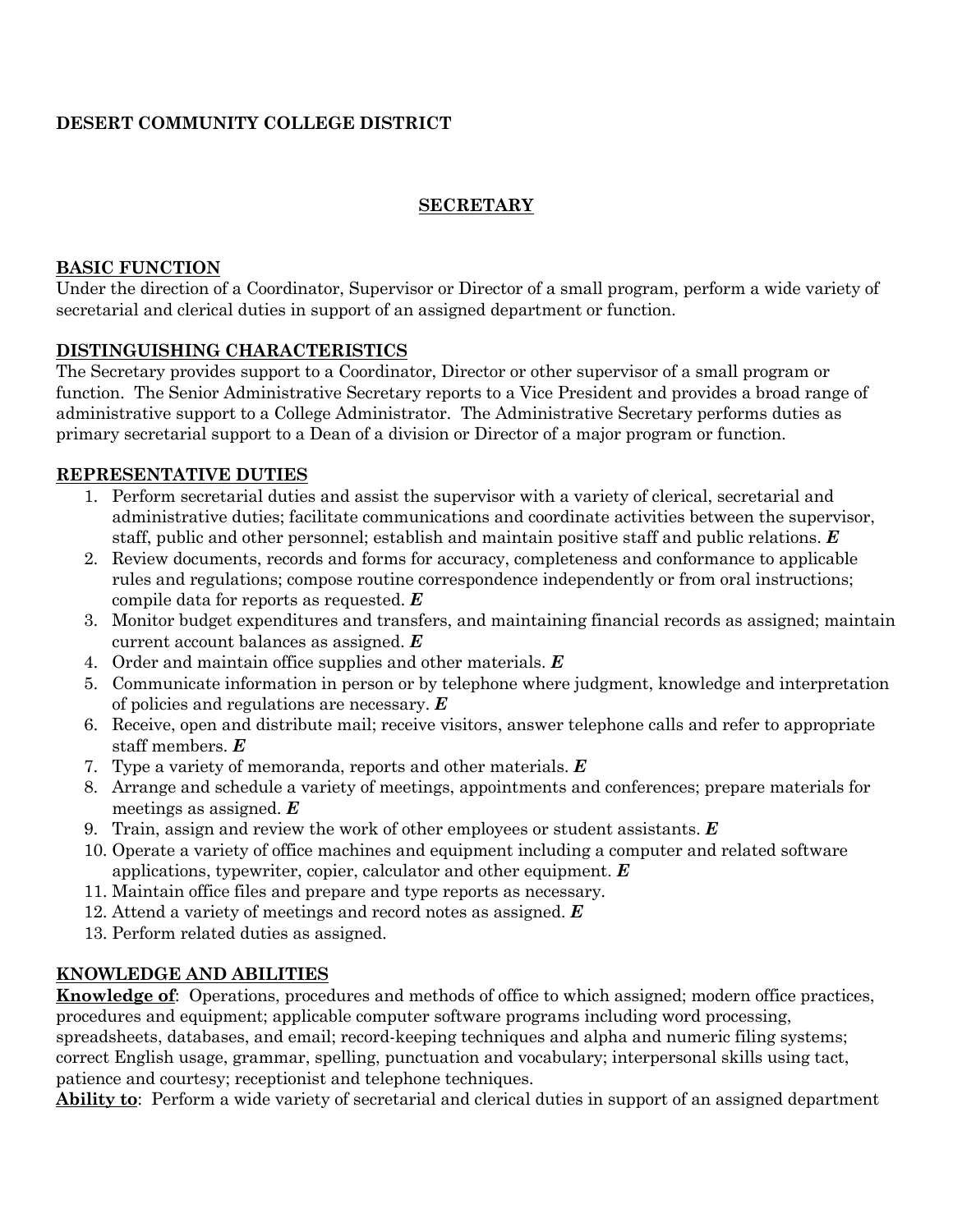**DESERT COMMUNITY COLLEGE DISTRICT**

## SECRETARY

**BASIC FUNCTION**

Under the direction of a Coordinator, Supervisor or Director of a small program, perform a wide variety of secretarial and clerical duties in support of an assigned department or function.

**DISTINGUISHING CHARACTERISTICS**

The Secretary provides support to a Coordinator, Director or other supervisor of a small program or function. The Senior Administrative Secretary reports to a Vice President and provides a broad range of administrative support to a College Administrator. The Administrative Secretary performs duties as primary secretarial support to a Dean of a division or Director of a major program or function.

**REPRESENTATIVE DUTIES**

1. Perform secretarial duties and assist the supervisor with a variety of clerical, secretarial and administrative duties; facilitate communications and coordinate activities between the supervisor, staff, public and other personnel; establish and maintain positive staff and public relations. ***E***
2. Review documents, records and forms for accuracy, completeness and conformance to applicable rules and regulations; compose routine correspondence independently or from oral instructions; compile data for reports as requested. ***E***
3. Monitor budget expenditures and transfers, and maintaining financial records as assigned; maintain current account balances as assigned. ***E***
4. Order and maintain office supplies and other materials. ***E***
5. Communicate information in person or by telephone where judgment, knowledge and interpretation of policies and regulations are necessary. ***E***
6. Receive, open and distribute mail; receive visitors, answer telephone calls and refer to appropriate staff members. ***E***
7. Type a variety of memoranda, reports and other materials. ***E***
8. Arrange and schedule a variety of meetings, appointments and conferences; prepare materials for meetings as assigned. ***E***
9. Train, assign and review the work of other employees or student assistants. ***E***
10. Operate a variety of office machines and equipment including a computer and related software applications, typewriter, copier, calculator and other equipment. ***E***
11. Maintain office files and prepare and type reports as necessary.
12. Attend a variety of meetings and record notes as assigned. ***E***
13. Perform related duties as assigned.

**KNOWLEDGE AND ABILITIES**

**Knowledge of**: Operations, procedures and methods of office to which assigned; modern office practices, procedures and equipment; applicable computer software programs including word processing, spreadsheets, databases, and email; record-keeping techniques and alpha and numeric filing systems; correct English usage, grammar, spelling, punctuation and vocabulary; interpersonal skills using tact, patience and courtesy; receptionist and telephone techniques.

**Ability to**: Perform a wide variety of secretarial and clerical duties in support of an assigned department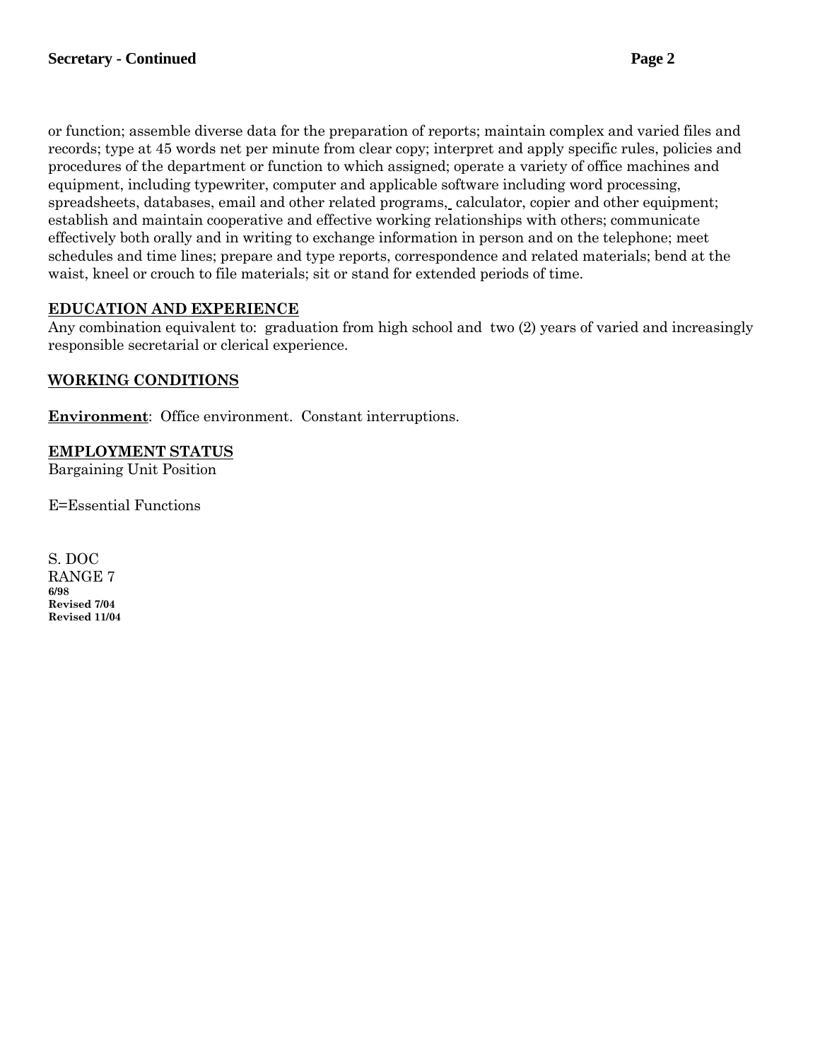or function; assemble diverse data for the preparation of reports; maintain complex and varied files and records; type at 45 words net per minute from clear copy; interpret and apply specific rules, policies and procedures of the department or function to which assigned; operate a variety of office machines and equipment, including typewriter, computer and applicable software including word processing, spreadsheets, databases, email and other related programs, calculator, copier and other equipment; establish and maintain cooperative and effective working relationships with others; communicate effectively both orally and in writing to exchange information in person and on the telephone; meet schedules and time lines; prepare and type reports, correspondence and related materials; bend at the waist, kneel or crouch to file materials; sit or stand for extended periods of time.

## EDUCATION AND EXPERIENCE

Any combination equivalent to: graduation from high school and two (2) years of varied and increasingly responsible secretarial or clerical experience.

## WORKING CONDITIONS

**Environment**: Office environment. Constant interruptions.

## EMPLOYMENT STATUS

Bargaining Unit Position

E=Essential Functions

S. DOC
RANGE 7
**6/98**
**Revised 7/04**
**Revised 11/04**